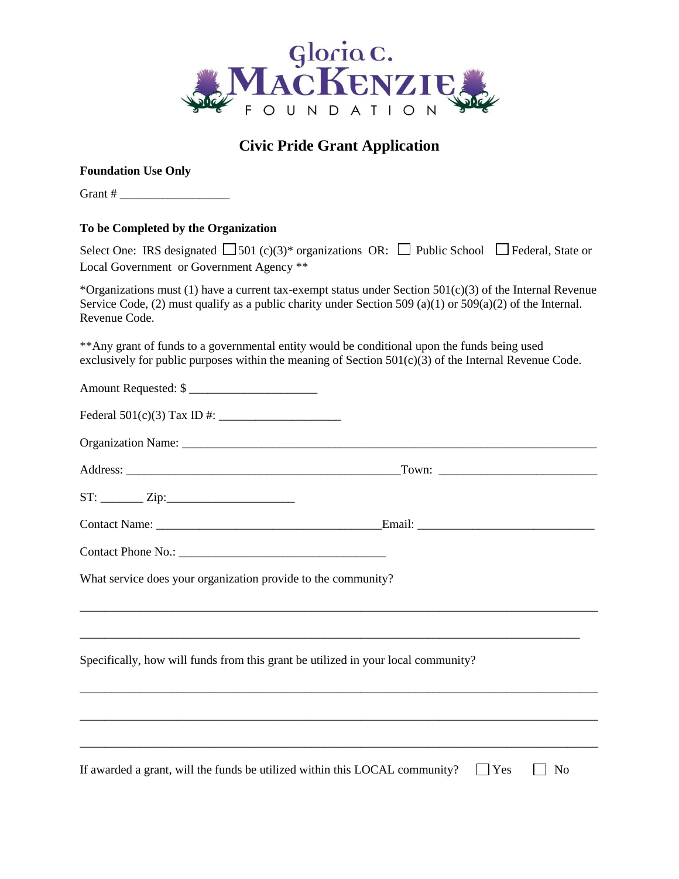# Gloria C. MacKenzie Foundation

## Civic Pride Grant Application

**Foundation Use Only**

Grant # __________________

**To be Completed by the Organization**

Select One: IRS designated ☐ 501 (c)(3)* organizations OR: ☐ Public School ☐ Federal, State or Local Government or Government Agency **

*Organizations must (1) have a current tax-exempt status under Section 501(c)(3) of the Internal Revenue Service Code, (2) must qualify as a public charity under Section 509 (a)(1) or 509(a)(2) of the Internal. Revenue Code.

**Any grant of funds to a governmental entity would be conditional upon the funds being used exclusively for public purposes within the meaning of Section 501(c)(3) of the Internal Revenue Code.

Amount Requested: $ _____________________

Federal 501(c)(3) Tax ID #: ____________________

Organization Name: ______________________________________________________________________

Address: _____________________________________________Town: __________________________

ST: _______ Zip:_____________________

Contact Name: ____________________________________Email: ____________________________

Contact Phone No.: __________________________________

What service does your organization provide to the community?

_____________________________________________________________________________________

_____________________________________________________________________________________

Specifically, how will funds from this grant be utilized in your local community?

_____________________________________________________________________________________

_____________________________________________________________________________________

_____________________________________________________________________________________

If awarded a grant, will the funds be utilized within this LOCAL community? ☐ Yes ☐ No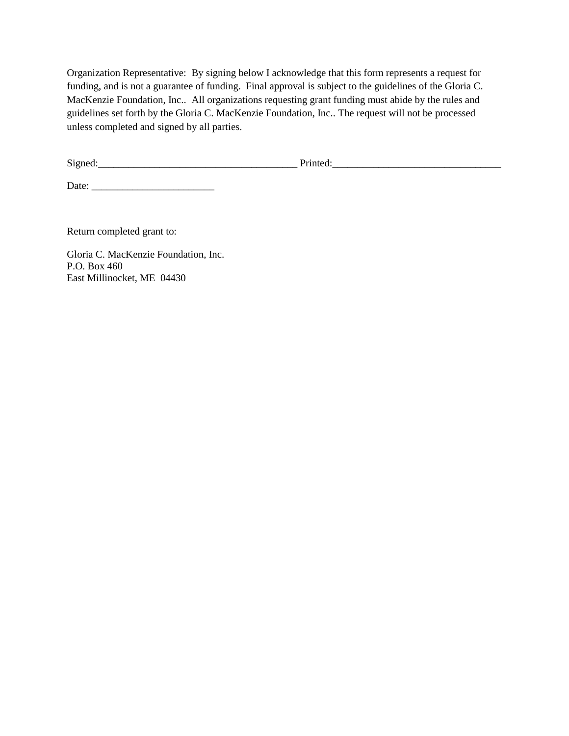Organization Representative: By signing below I acknowledge that this form represents a request for funding, and is not a guarantee of funding. Final approval is subject to the guidelines of the Gloria C. MacKenzie Foundation, Inc.. All organizations requesting grant funding must abide by the rules and guidelines set forth by the Gloria C. MacKenzie Foundation, Inc.. The request will not be processed unless completed and signed by all parties.

Signed:_______________________________________ Printed:_________________________________

Date: ________________________

Return completed grant to:

Gloria C. MacKenzie Foundation, Inc.
P.O. Box 460
East Millinocket, ME 04430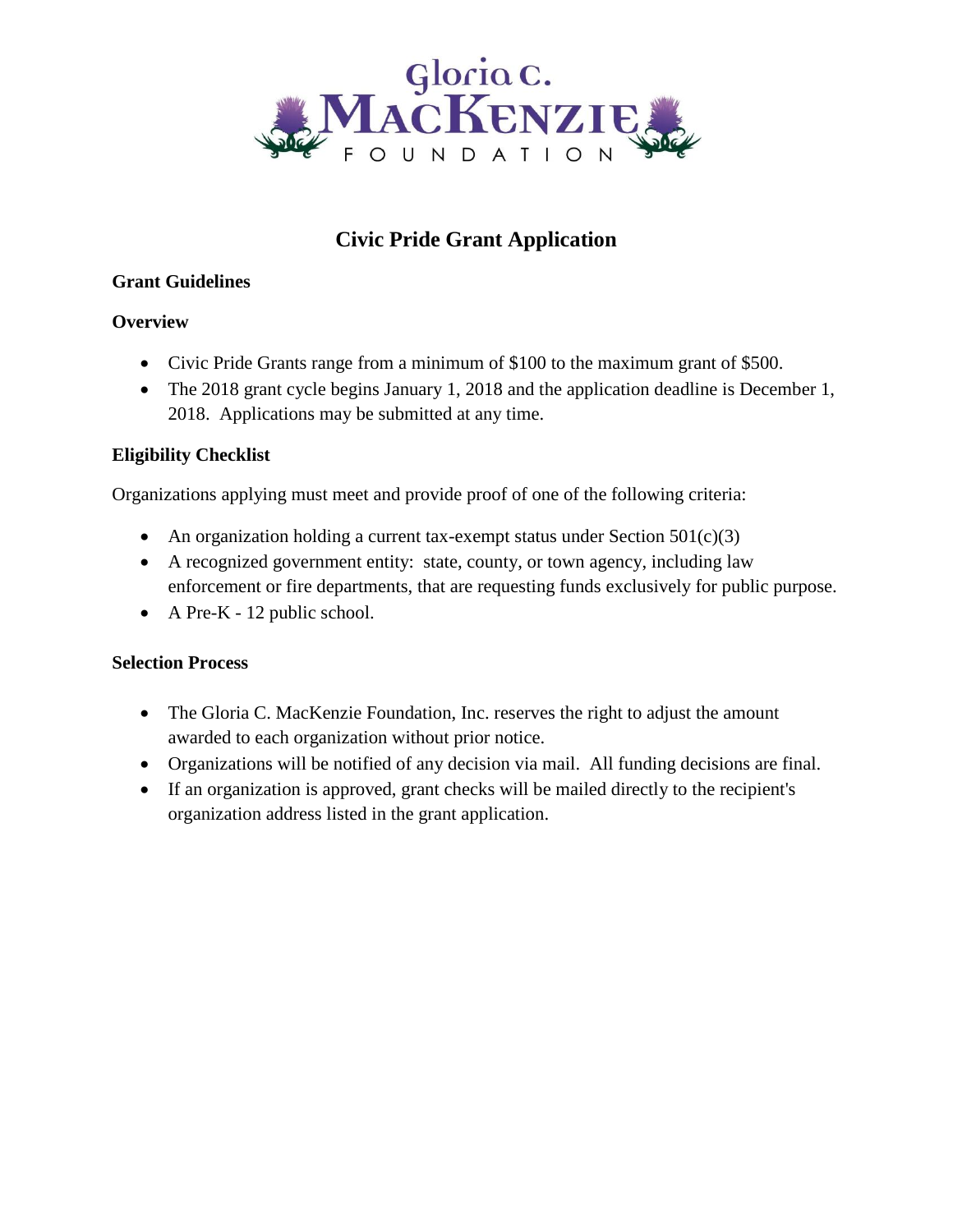# Civic Pride Grant Application

## Grant Guidelines

### Overview

- Civic Pride Grants range from a minimum of $100 to the maximum grant of $500.
- The 2018 grant cycle begins January 1, 2018 and the application deadline is December 1, 2018. Applications may be submitted at any time.

### Eligibility Checklist

Organizations applying must meet and provide proof of one of the following criteria:

- An organization holding a current tax-exempt status under Section 501(c)(3)
- A recognized government entity: state, county, or town agency, including law enforcement or fire departments, that are requesting funds exclusively for public purpose.
- A Pre-K - 12 public school.

### Selection Process

- The Gloria C. MacKenzie Foundation, Inc. reserves the right to adjust the amount awarded to each organization without prior notice.
- Organizations will be notified of any decision via mail. All funding decisions are final.
- If an organization is approved, grant checks will be mailed directly to the recipient's organization address listed in the grant application.